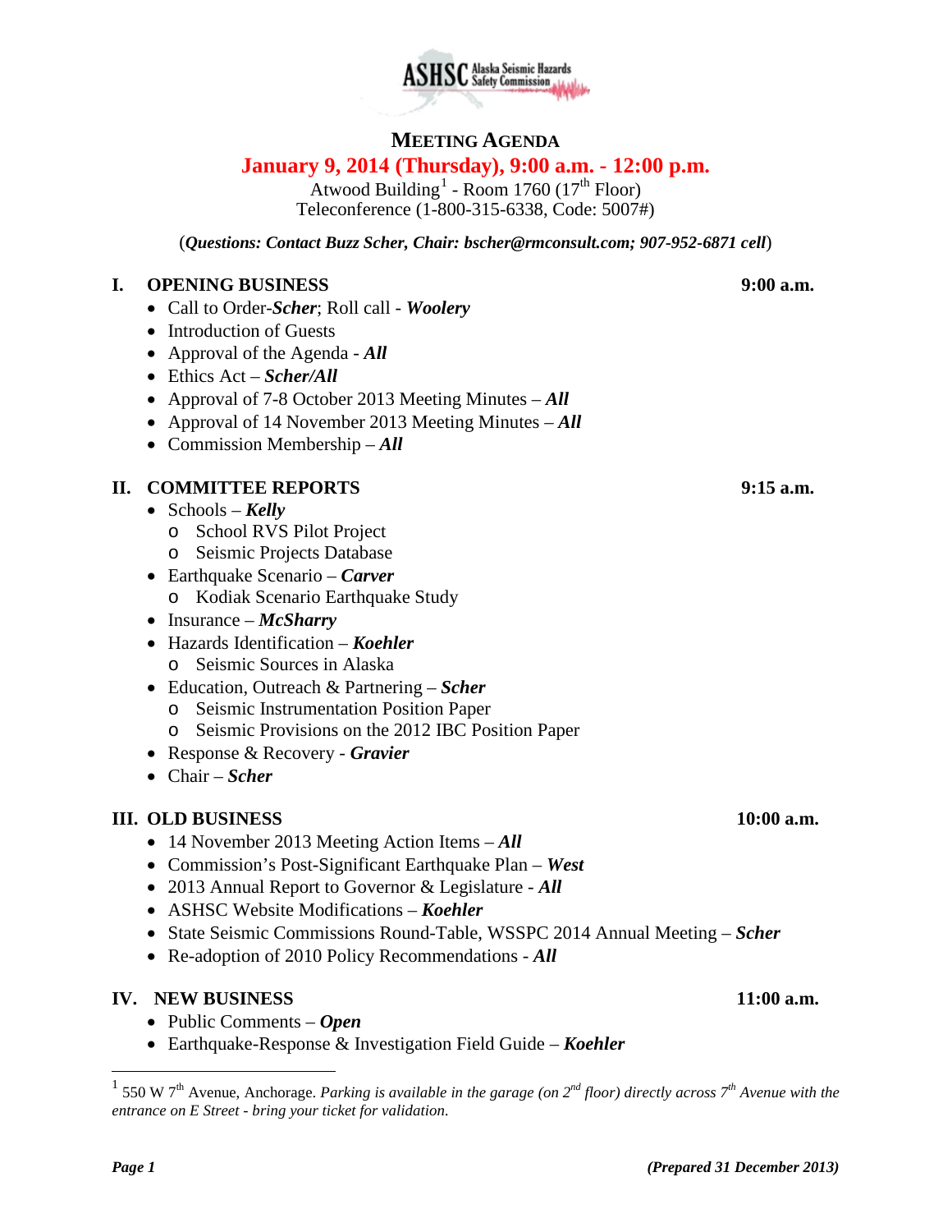ASHSC Alaska Seismic Hazards Safety Commission

# MEETING AGENDA

## January 9, 2014 (Thursday), 9:00 a.m. - 12:00 p.m.

Atwood Building[1] - Room 1760 (17th Floor)
Teleconference (1-800-315-6338, Code: 5007#)

(***Questions: Contact Buzz Scher, Chair: bscher@rmconsult.com; 907-952-6871 cell***)

### I. OPENING BUSINESS — 9:00 a.m.

- Call to Order-***Scher***; Roll call - ***Woolery***
- Introduction of Guests
- Approval of the Agenda - ***All***
- Ethics Act – ***Scher/All***
- Approval of 7-8 October 2013 Meeting Minutes – ***All***
- Approval of 14 November 2013 Meeting Minutes – ***All***
- Commission Membership – ***All***

### II. COMMITTEE REPORTS — 9:15 a.m.

- Schools – ***Kelly***
  - School RVS Pilot Project
  - Seismic Projects Database
- Earthquake Scenario – ***Carver***
  - Kodiak Scenario Earthquake Study
- Insurance – ***McSharry***
- Hazards Identification – ***Koehler***
  - Seismic Sources in Alaska
- Education, Outreach & Partnering – ***Scher***
  - Seismic Instrumentation Position Paper
  - Seismic Provisions on the 2012 IBC Position Paper
- Response & Recovery - ***Gravier***
- Chair – ***Scher***

### III. OLD BUSINESS — 10:00 a.m.

- 14 November 2013 Meeting Action Items – ***All***
- Commission's Post-Significant Earthquake Plan – ***West***
- 2013 Annual Report to Governor & Legislature - ***All***
- ASHSC Website Modifications – ***Koehler***
- State Seismic Commissions Round-Table, WSSPC 2014 Annual Meeting – ***Scher***
- Re-adoption of 2010 Policy Recommendations - ***All***

### IV. NEW BUSINESS — 11:00 a.m.

- Public Comments – ***Open***
- Earthquake-Response & Investigation Field Guide – ***Koehler***

---

[1] 550 W 7th Avenue, Anchorage. *Parking is available in the garage (on 2nd floor) directly across 7th Avenue with the entrance on E Street - bring your ticket for validation.*

***(Prepared 31 December 2013)***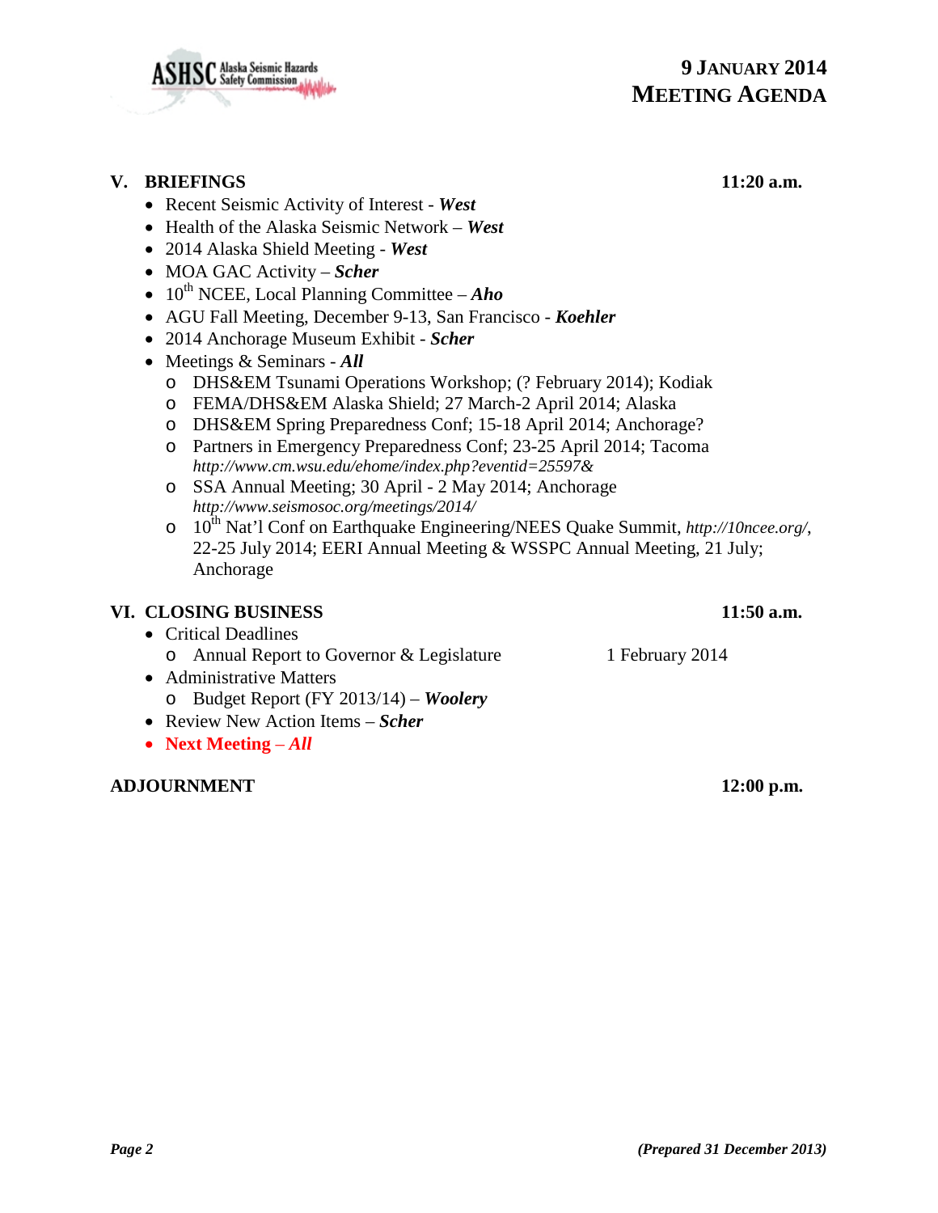## V. BRIEFINGS — 11:20 a.m.

- Recent Seismic Activity of Interest - ***West***
- Health of the Alaska Seismic Network – ***West***
- 2014 Alaska Shield Meeting - ***West***
- MOA GAC Activity – ***Scher***
- 10th NCEE, Local Planning Committee – ***Aho***
- AGU Fall Meeting, December 9-13, San Francisco - ***Koehler***
- 2014 Anchorage Museum Exhibit - ***Scher***
- Meetings & Seminars - ***All***
  - DHS&EM Tsunami Operations Workshop; (? February 2014); Kodiak
  - FEMA/DHS&EM Alaska Shield; 27 March-2 April 2014; Alaska
  - DHS&EM Spring Preparedness Conf; 15-18 April 2014; Anchorage?
  - Partners in Emergency Preparedness Conf; 23-25 April 2014; Tacoma *http://www.cm.wsu.edu/ehome/index.php?eventid=25597&*
  - SSA Annual Meeting; 30 April - 2 May 2014; Anchorage *http://www.seismosoc.org/meetings/2014/*
  - 10th Nat'l Conf on Earthquake Engineering/NEES Quake Summit, *http://10ncee.org/*, 22-25 July 2014; EERI Annual Meeting & WSSPC Annual Meeting, 21 July; Anchorage

## VI. CLOSING BUSINESS — 11:50 a.m.

- Critical Deadlines
  - Annual Report to Governor & Legislature — 1 February 2014
- Administrative Matters
  - Budget Report (FY 2013/14) – ***Woolery***
- Review New Action Items – ***Scher***
- **Next Meeting** – ***All***

## ADJOURNMENT — 12:00 p.m.

***(Prepared 31 December 2013)***